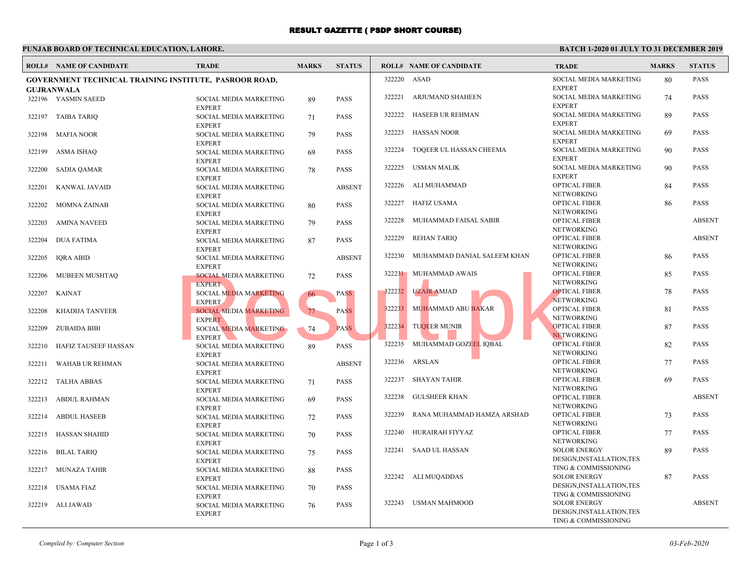# RESULT GAZETTE ( PSDP SHORT COURSE)

**PUNJAB BOARD OF TECHNICAL EDUCATION, LAHORE.**

**BATCH 1-2020 01 JULY TO 31 DECEMBER 2019**

**GOVERNMENT TECHNICAL TRAINING INSTITUTE, PASROOR ROAD, GUJRANWALA**

| ROLL# | NAME OF CANDIDATE | TRADE | MARKS | STATUS |
|---|---|---|---|---|
| 322196 | YASMIN SAEED | SOCIAL MEDIA MARKETING EXPERT | 89 | PASS |
| 322197 | TAIBA TARIQ | SOCIAL MEDIA MARKETING EXPERT | 71 | PASS |
| 322198 | MAFIA NOOR | SOCIAL MEDIA MARKETING EXPERT | 79 | PASS |
| 322199 | ASMA ISHAQ | SOCIAL MEDIA MARKETING EXPERT | 69 | PASS |
| 322200 | SADIA QAMAR | SOCIAL MEDIA MARKETING EXPERT | 78 | PASS |
| 322201 | KANWAL JAVAID | SOCIAL MEDIA MARKETING EXPERT | | ABSENT |
| 322202 | MOMNA ZAINAB | SOCIAL MEDIA MARKETING EXPERT | 80 | PASS |
| 322203 | AMINA NAVEED | SOCIAL MEDIA MARKETING EXPERT | 79 | PASS |
| 322204 | DUA FATIMA | SOCIAL MEDIA MARKETING EXPERT | 87 | PASS |
| 322205 | IQRA ABID | SOCIAL MEDIA MARKETING EXPERT | | ABSENT |
| 322206 | MUBEEN MUSHTAQ | SOCIAL MEDIA MARKETING EXPERT | 72 | PASS |
| 322207 | KAINAT | SOCIAL MEDIA MARKETING EXPERT | 66 | PASS |
| 322208 | KHADIJA TANVEER | SOCIAL MEDIA MARKETING EXPERT | 77 | PASS |
| 322209 | ZUBAIDA BIBI | SOCIAL MEDIA MARKETING EXPERT | 74 | PASS |
| 322210 | HAFIZ TAUSEEF HASSAN | SOCIAL MEDIA MARKETING EXPERT | 89 | PASS |
| 322211 | WAHAB UR REHMAN | SOCIAL MEDIA MARKETING EXPERT | | ABSENT |
| 322212 | TALHA ABBAS | SOCIAL MEDIA MARKETING EXPERT | 71 | PASS |
| 322213 | ABDUL RAHMAN | SOCIAL MEDIA MARKETING EXPERT | 69 | PASS |
| 322214 | ABDUL HASEEB | SOCIAL MEDIA MARKETING EXPERT | 72 | PASS |
| 322215 | HASSAN SHAHID | SOCIAL MEDIA MARKETING EXPERT | 70 | PASS |
| 322216 | BILAL TARIQ | SOCIAL MEDIA MARKETING EXPERT | 75 | PASS |
| 322217 | MUNAZA TAHIR | SOCIAL MEDIA MARKETING EXPERT | 88 | PASS |
| 322218 | USAMA FIAZ | SOCIAL MEDIA MARKETING EXPERT | 70 | PASS |
| 322219 | ALI JAWAD | SOCIAL MEDIA MARKETING EXPERT | 76 | PASS |
| 322220 | ASAD | SOCIAL MEDIA MARKETING EXPERT | 80 | PASS |
| 322221 | ARJUMAND SHAHEEN | SOCIAL MEDIA MARKETING EXPERT | 74 | PASS |
| 322222 | HASEEB UR REHMAN | SOCIAL MEDIA MARKETING EXPERT | 89 | PASS |
| 322223 | HASSAN NOOR | SOCIAL MEDIA MARKETING EXPERT | 69 | PASS |
| 322224 | TOQEER UL HASSAN CHEEMA | SOCIAL MEDIA MARKETING EXPERT | 90 | PASS |
| 322225 | USMAN MALIK | SOCIAL MEDIA MARKETING EXPERT | 90 | PASS |
| 322226 | ALI MUHAMMAD | OPTICAL FIBER NETWORKING | 84 | PASS |
| 322227 | HAFIZ USAMA | OPTICAL FIBER NETWORKING | 86 | PASS |
| 322228 | MUHAMMAD FAISAL SABIR | OPTICAL FIBER NETWORKING | | ABSENT |
| 322229 | REHAN TARIQ | OPTICAL FIBER NETWORKING | | ABSENT |
| 322230 | MUHAMMAD DANIAL SALEEM KHAN | OPTICAL FIBER NETWORKING | 86 | PASS |
| 322231 | MUHAMMAD AWAIS | OPTICAL FIBER NETWORKING | 85 | PASS |
| 322232 | UZAIR AMJAD | OPTICAL FIBER NETWORKING | 78 | PASS |
| 322233 | MUHAMMAD ABU BAKAR | OPTICAL FIBER NETWORKING | 81 | PASS |
| 322234 | TUQEER MUNIR | OPTICAL FIBER NETWORKING | 87 | PASS |
| 322235 | MUHAMMAD GOZEEL IQBAL | OPTICAL FIBER NETWORKING | 82 | PASS |
| 322236 | ARSLAN | OPTICAL FIBER NETWORKING | 77 | PASS |
| 322237 | SHAYAN TAHIR | OPTICAL FIBER NETWORKING | 69 | PASS |
| 322238 | GULSHEER KHAN | OPTICAL FIBER NETWORKING | | ABSENT |
| 322239 | RANA MUHAMMAD HAMZA ARSHAD | OPTICAL FIBER NETWORKING | 73 | PASS |
| 322240 | HURAIRAH FIYYAZ | OPTICAL FIBER NETWORKING | 77 | PASS |
| 322241 | SAAD UL HASSAN | SOLOR ENERGY DESIGN,INSTALLATION,TESTING & COMMISSIONING | 89 | PASS |
| 322242 | ALI MUQADDAS | SOLOR ENERGY DESIGN,INSTALLATION,TESTING & COMMISSIONING | 87 | PASS |
| 322243 | USMAN MAHMOOD | SOLOR ENERGY DESIGN,INSTALLATION,TESTING & COMMISSIONING | | ABSENT |

*Compiled by: Computer Section*

*03-Feb-2020*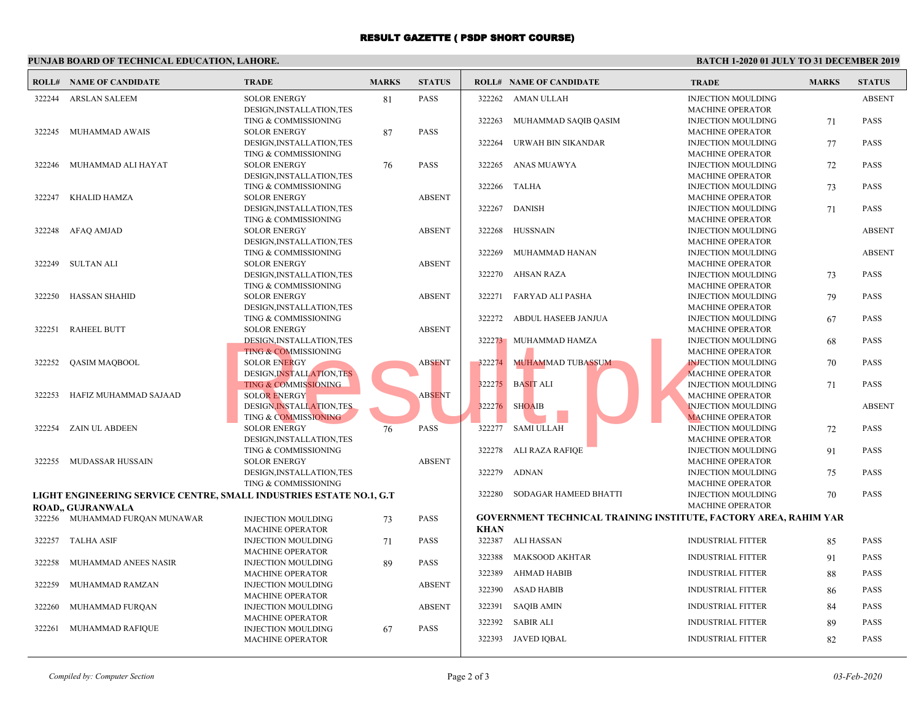# RESULT GAZETTE ( PSDP SHORT COURSE)

**PUNJAB BOARD OF TECHNICAL EDUCATION, LAHORE.** **BATCH 1-2020 01 JULY TO 31 DECEMBER 2019**

| ROLL# | NAME OF CANDIDATE | TRADE | MARKS | STATUS |
|---|---|---|---|---|
| 322244 | ARSLAN SALEEM | SOLOR ENERGY DESIGN,INSTALLATION,TESTING & COMMISSIONING | 81 | PASS |
| 322245 | MUHAMMAD AWAIS | SOLOR ENERGY DESIGN,INSTALLATION,TESTING & COMMISSIONING | 87 | PASS |
| 322246 | MUHAMMAD ALI HAYAT | SOLOR ENERGY DESIGN,INSTALLATION,TESTING & COMMISSIONING | 76 | PASS |
| 322247 | KHALID HAMZA | SOLOR ENERGY DESIGN,INSTALLATION,TESTING & COMMISSIONING | | ABSENT |
| 322248 | AFAQ AMJAD | SOLOR ENERGY DESIGN,INSTALLATION,TESTING & COMMISSIONING | | ABSENT |
| 322249 | SULTAN ALI | SOLOR ENERGY DESIGN,INSTALLATION,TESTING & COMMISSIONING | | ABSENT |
| 322250 | HASSAN SHAHID | SOLOR ENERGY DESIGN,INSTALLATION,TESTING & COMMISSIONING | | ABSENT |
| 322251 | RAHEEL BUTT | SOLOR ENERGY DESIGN,INSTALLATION,TESTING & COMMISSIONING | | ABSENT |
| 322252 | QASIM MAQBOOL | SOLOR ENERGY DESIGN,INSTALLATION,TESTING & COMMISSIONING | | ABSENT |
| 322253 | HAFIZ MUHAMMAD SAJAAD | SOLOR ENERGY DESIGN,INSTALLATION,TESTING & COMMISSIONING | | ABSENT |
| 322254 | ZAIN UL ABDEEN | SOLOR ENERGY DESIGN,INSTALLATION,TESTING & COMMISSIONING | 76 | PASS |
| 322255 | MUDASSAR HUSSAIN | SOLOR ENERGY DESIGN,INSTALLATION,TESTING & COMMISSIONING | | ABSENT |

**LIGHT ENGINEERING SERVICE CENTRE, SMALL INDUSTRIES ESTATE NO.1, G.T ROAD,, GUJRANWALA**

| ROLL# | NAME OF CANDIDATE | TRADE | MARKS | STATUS |
|---|---|---|---|---|
| 322256 | MUHAMMAD FURQAN MUNAWAR | INJECTION MOULDING MACHINE OPERATOR | 73 | PASS |
| 322257 | TALHA ASIF | INJECTION MOULDING MACHINE OPERATOR | 71 | PASS |
| 322258 | MUHAMMAD ANEES NASIR | INJECTION MOULDING MACHINE OPERATOR | 89 | PASS |
| 322259 | MUHAMMAD RAMZAN | INJECTION MOULDING MACHINE OPERATOR | | ABSENT |
| 322260 | MUHAMMAD FURQAN | INJECTION MOULDING MACHINE OPERATOR | | ABSENT |
| 322261 | MUHAMMAD RAFIQUE | INJECTION MOULDING MACHINE OPERATOR | 67 | PASS |
| 322262 | AMAN ULLAH | INJECTION MOULDING MACHINE OPERATOR | | ABSENT |
| 322263 | MUHAMMAD SAQIB QASIM | INJECTION MOULDING MACHINE OPERATOR | 71 | PASS |
| 322264 | URWAH BIN SIKANDAR | INJECTION MOULDING MACHINE OPERATOR | 77 | PASS |
| 322265 | ANAS MUAWYA | INJECTION MOULDING MACHINE OPERATOR | 72 | PASS |
| 322266 | TALHA | INJECTION MOULDING MACHINE OPERATOR | 73 | PASS |
| 322267 | DANISH | INJECTION MOULDING MACHINE OPERATOR | 71 | PASS |
| 322268 | HUSSNAIN | INJECTION MOULDING MACHINE OPERATOR | | ABSENT |
| 322269 | MUHAMMAD HANAN | INJECTION MOULDING MACHINE OPERATOR | | ABSENT |
| 322270 | AHSAN RAZA | INJECTION MOULDING MACHINE OPERATOR | 73 | PASS |
| 322271 | FARYAD ALI PASHA | INJECTION MOULDING MACHINE OPERATOR | 79 | PASS |
| 322272 | ABDUL HASEEB JANJUA | INJECTION MOULDING MACHINE OPERATOR | 67 | PASS |
| 322273 | MUHAMMAD HAMZA | INJECTION MOULDING MACHINE OPERATOR | 68 | PASS |
| 322274 | MUHAMMAD TUBASSUM | INJECTION MOULDING MACHINE OPERATOR | 70 | PASS |
| 322275 | BASIT ALI | INJECTION MOULDING MACHINE OPERATOR | 71 | PASS |
| 322276 | SHOAIB | INJECTION MOULDING MACHINE OPERATOR | | ABSENT |
| 322277 | SAMI ULLAH | INJECTION MOULDING MACHINE OPERATOR | 72 | PASS |
| 322278 | ALI RAZA RAFIQE | INJECTION MOULDING MACHINE OPERATOR | 91 | PASS |
| 322279 | ADNAN | INJECTION MOULDING MACHINE OPERATOR | 75 | PASS |
| 322280 | SODAGAR HAMEED BHATTI | INJECTION MOULDING MACHINE OPERATOR | 70 | PASS |

**GOVERNMENT TECHNICAL TRAINING INSTITUTE, FACTORY AREA, RAHIM YAR KHAN**

| ROLL# | NAME OF CANDIDATE | TRADE | MARKS | STATUS |
|---|---|---|---|---|
| 322387 | ALI HASSAN | INDUSTRIAL FITTER | 85 | PASS |
| 322388 | MAKSOOD AKHTAR | INDUSTRIAL FITTER | 91 | PASS |
| 322389 | AHMAD HABIB | INDUSTRIAL FITTER | 88 | PASS |
| 322390 | ASAD HABIB | INDUSTRIAL FITTER | 86 | PASS |
| 322391 | SAQIB AMIN | INDUSTRIAL FITTER | 84 | PASS |
| 322392 | SABIR ALI | INDUSTRIAL FITTER | 89 | PASS |
| 322393 | JAVED IQBAL | INDUSTRIAL FITTER | 82 | PASS |

*Compiled by: Computer Section* *03-Feb-2020*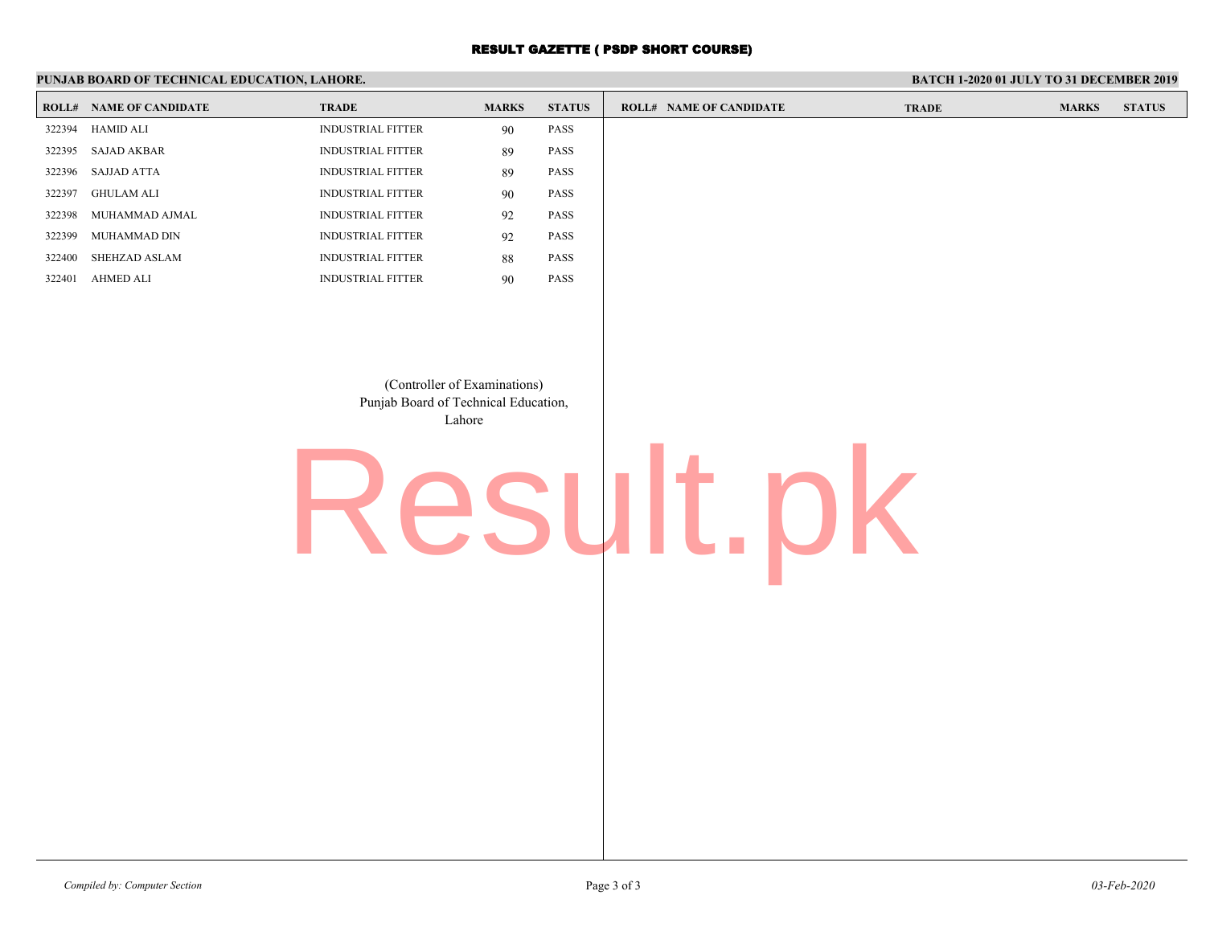# RESULT GAZETTE ( PSDP SHORT COURSE)

**PUNJAB BOARD OF TECHNICAL EDUCATION, LAHORE.**

**BATCH 1-2020 01 JULY TO 31 DECEMBER 2019**

| ROLL# | NAME OF CANDIDATE | TRADE | MARKS | STATUS |
|---|---|---|---|---|
| 322394 | HAMID ALI | INDUSTRIAL FITTER | 90 | PASS |
| 322395 | SAJAD AKBAR | INDUSTRIAL FITTER | 89 | PASS |
| 322396 | SAJJAD ATTA | INDUSTRIAL FITTER | 89 | PASS |
| 322397 | GHULAM ALI | INDUSTRIAL FITTER | 90 | PASS |
| 322398 | MUHAMMAD AJMAL | INDUSTRIAL FITTER | 92 | PASS |
| 322399 | MUHAMMAD DIN | INDUSTRIAL FITTER | 92 | PASS |
| 322400 | SHEHZAD ASLAM | INDUSTRIAL FITTER | 88 | PASS |
| 322401 | AHMED ALI | INDUSTRIAL FITTER | 90 | PASS |

(Controller of Examinations)
Punjab Board of Technical Education,
Lahore

Result.pk

*Compiled by: Computer Section*

*03-Feb-2020*